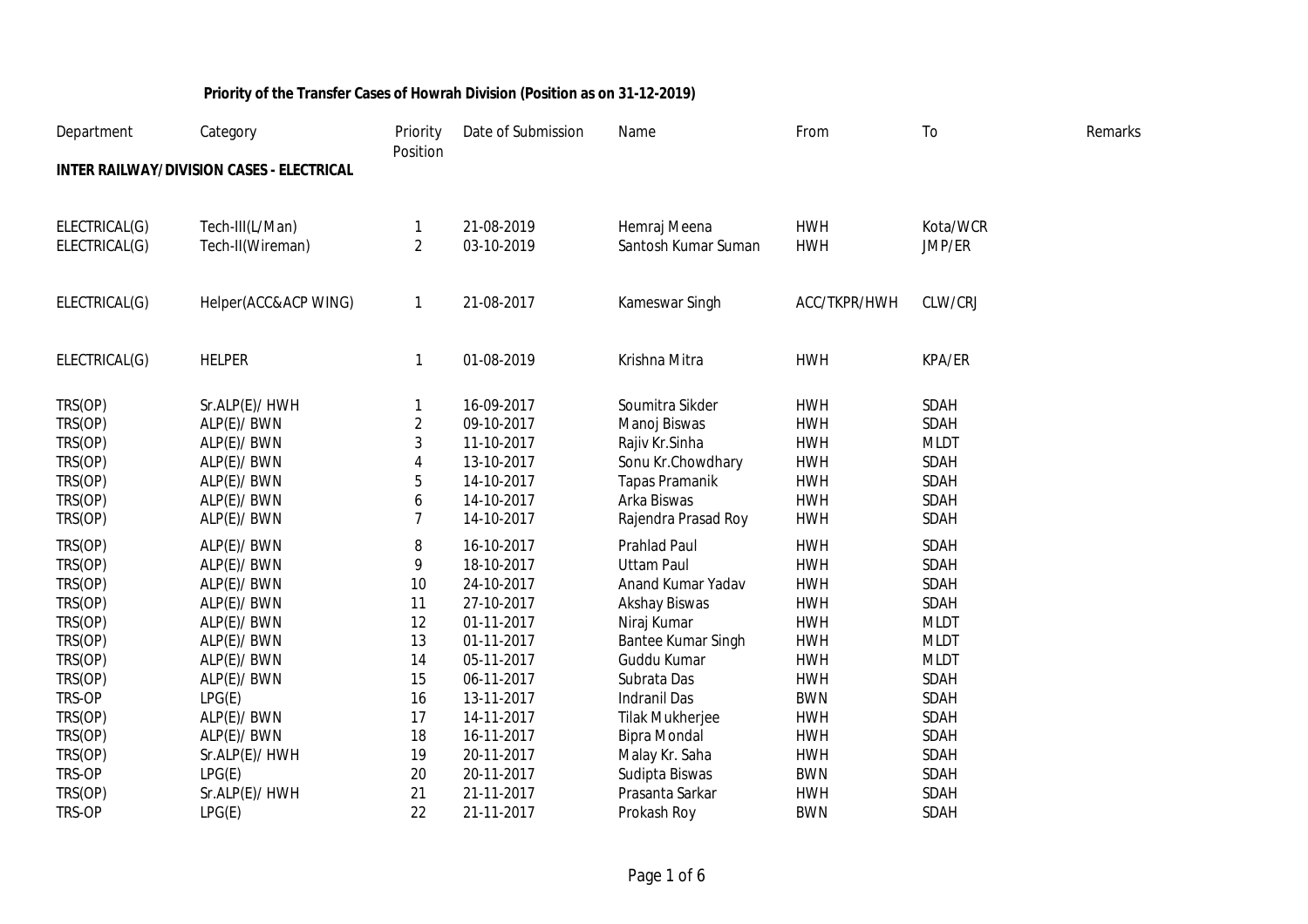**Priority of the Transfer Cases of Howrah Division (Position as on 31-12-2019)**

| Department | Category | Priority Position | Date of Submission | Name | From | To | Remarks |
|---|---|---|---|---|---|---|---|
| **INTER RAILWAY/DIVISION CASES - ELECTRICAL** | | | | | | | |
| ELECTRICAL(G) | Tech-III(L/Man) | 1 | 21-08-2019 | Hemraj Meena | HWH | Kota/WCR | |
| ELECTRICAL(G) | Tech-II(Wireman) | 2 | 03-10-2019 | Santosh Kumar Suman | HWH | JMP/ER | |
| ELECTRICAL(G) | Helper(ACC&ACP WING) | 1 | 21-08-2017 | Kameswar Singh | ACC/TKPR/HWH | CLW/CRJ | |
| ELECTRICAL(G) | HELPER | 1 | 01-08-2019 | Krishna Mitra | HWH | KPA/ER | |
| TRS(OP) | Sr.ALP(E)/ HWH | 1 | 16-09-2017 | Soumitra Sikder | HWH | SDAH | |
| TRS(OP) | ALP(E)/ BWN | 2 | 09-10-2017 | Manoj Biswas | HWH | SDAH | |
| TRS(OP) | ALP(E)/ BWN | 3 | 11-10-2017 | Rajiv Kr.Sinha | HWH | MLDT | |
| TRS(OP) | ALP(E)/ BWN | 4 | 13-10-2017 | Sonu Kr.Chowdhary | HWH | SDAH | |
| TRS(OP) | ALP(E)/ BWN | 5 | 14-10-2017 | Tapas Pramanik | HWH | SDAH | |
| TRS(OP) | ALP(E)/ BWN | 6 | 14-10-2017 | Arka Biswas | HWH | SDAH | |
| TRS(OP) | ALP(E)/ BWN | 7 | 14-10-2017 | Rajendra Prasad Roy | HWH | SDAH | |
| TRS(OP) | ALP(E)/ BWN | 8 | 16-10-2017 | Prahlad Paul | HWH | SDAH | |
| TRS(OP) | ALP(E)/ BWN | 9 | 18-10-2017 | Uttam Paul | HWH | SDAH | |
| TRS(OP) | ALP(E)/ BWN | 10 | 24-10-2017 | Anand Kumar Yadav | HWH | SDAH | |
| TRS(OP) | ALP(E)/ BWN | 11 | 27-10-2017 | Akshay Biswas | HWH | SDAH | |
| TRS(OP) | ALP(E)/ BWN | 12 | 01-11-2017 | Niraj Kumar | HWH | MLDT | |
| TRS(OP) | ALP(E)/ BWN | 13 | 01-11-2017 | Bantee Kumar Singh | HWH | MLDT | |
| TRS(OP) | ALP(E)/ BWN | 14 | 05-11-2017 | Guddu Kumar | HWH | MLDT | |
| TRS(OP) | ALP(E)/ BWN | 15 | 06-11-2017 | Subrata Das | HWH | SDAH | |
| TRS-OP | LPG(E) | 16 | 13-11-2017 | Indranil Das | BWN | SDAH | |
| TRS(OP) | ALP(E)/ BWN | 17 | 14-11-2017 | Tilak Mukherjee | HWH | SDAH | |
| TRS(OP) | ALP(E)/ BWN | 18 | 16-11-2017 | Bipra Mondal | HWH | SDAH | |
| TRS(OP) | Sr.ALP(E)/ HWH | 19 | 20-11-2017 | Malay Kr. Saha | HWH | SDAH | |
| TRS-OP | LPG(E) | 20 | 20-11-2017 | Sudipta Biswas | BWN | SDAH | |
| TRS(OP) | Sr.ALP(E)/ HWH | 21 | 21-11-2017 | Prasanta Sarkar | HWH | SDAH | |
| TRS-OP | LPG(E) | 22 | 21-11-2017 | Prokash Roy | BWN | SDAH | |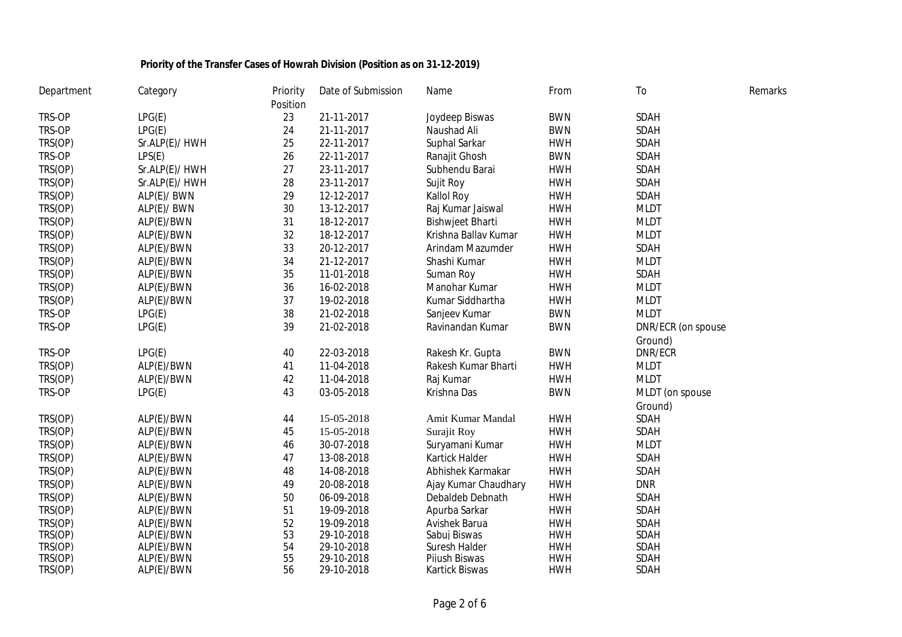**Priority of the Transfer Cases of Howrah Division (Position as on 31-12-2019)**

| Department | Category | Priority Position | Date of Submission | Name | From | To | Remarks |
|---|---|---|---|---|---|---|---|
| TRS-OP | LPG(E) | 23 | 21-11-2017 | Joydeep Biswas | BWN | SDAH | |
| TRS-OP | LPG(E) | 24 | 21-11-2017 | Naushad Ali | BWN | SDAH | |
| TRS(OP) | Sr.ALP(E)/ HWH | 25 | 22-11-2017 | Suphal Sarkar | HWH | SDAH | |
| TRS-OP | LPS(E) | 26 | 22-11-2017 | Ranajit Ghosh | BWN | SDAH | |
| TRS(OP) | Sr.ALP(E)/ HWH | 27 | 23-11-2017 | Subhendu Barai | HWH | SDAH | |
| TRS(OP) | Sr.ALP(E)/ HWH | 28 | 23-11-2017 | Sujit Roy | HWH | SDAH | |
| TRS(OP) | ALP(E)/ BWN | 29 | 12-12-2017 | Kallol Roy | HWH | SDAH | |
| TRS(OP) | ALP(E)/ BWN | 30 | 13-12-2017 | Raj Kumar Jaiswal | HWH | MLDT | |
| TRS(OP) | ALP(E)/BWN | 31 | 18-12-2017 | Bishwjeet Bharti | HWH | MLDT | |
| TRS(OP) | ALP(E)/BWN | 32 | 18-12-2017 | Krishna Ballav Kumar | HWH | MLDT | |
| TRS(OP) | ALP(E)/BWN | 33 | 20-12-2017 | Arindam Mazumder | HWH | SDAH | |
| TRS(OP) | ALP(E)/BWN | 34 | 21-12-2017 | Shashi Kumar | HWH | MLDT | |
| TRS(OP) | ALP(E)/BWN | 35 | 11-01-2018 | Suman Roy | HWH | SDAH | |
| TRS(OP) | ALP(E)/BWN | 36 | 16-02-2018 | Manohar Kumar | HWH | MLDT | |
| TRS(OP) | ALP(E)/BWN | 37 | 19-02-2018 | Kumar Siddhartha | HWH | MLDT | |
| TRS-OP | LPG(E) | 38 | 21-02-2018 | Sanjeev Kumar | BWN | MLDT | |
| TRS-OP | LPG(E) | 39 | 21-02-2018 | Ravinandan Kumar | BWN | DNR/ECR (on spouse Ground) | |
| TRS-OP | LPG(E) | 40 | 22-03-2018 | Rakesh Kr. Gupta | BWN | DNR/ECR | |
| TRS(OP) | ALP(E)/BWN | 41 | 11-04-2018 | Rakesh Kumar Bharti | HWH | MLDT | |
| TRS(OP) | ALP(E)/BWN | 42 | 11-04-2018 | Raj Kumar | HWH | MLDT | |
| TRS-OP | LPG(E) | 43 | 03-05-2018 | Krishna Das | BWN | MLDT (on spouse Ground) | |
| TRS(OP) | ALP(E)/BWN | 44 | 15-05-2018 | Amit Kumar Mandal | HWH | SDAH | |
| TRS(OP) | ALP(E)/BWN | 45 | 15-05-2018 | Surajit Roy | HWH | SDAH | |
| TRS(OP) | ALP(E)/BWN | 46 | 30-07-2018 | Suryamani Kumar | HWH | MLDT | |
| TRS(OP) | ALP(E)/BWN | 47 | 13-08-2018 | Kartick Halder | HWH | SDAH | |
| TRS(OP) | ALP(E)/BWN | 48 | 14-08-2018 | Abhishek Karmakar | HWH | SDAH | |
| TRS(OP) | ALP(E)/BWN | 49 | 20-08-2018 | Ajay Kumar Chaudhary | HWH | DNR | |
| TRS(OP) | ALP(E)/BWN | 50 | 06-09-2018 | Debaldeb Debnath | HWH | SDAH | |
| TRS(OP) | ALP(E)/BWN | 51 | 19-09-2018 | Apurba Sarkar | HWH | SDAH | |
| TRS(OP) | ALP(E)/BWN | 52 | 19-09-2018 | Avishek Barua | HWH | SDAH | |
| TRS(OP) | ALP(E)/BWN | 53 | 29-10-2018 | Sabuj Biswas | HWH | SDAH | |
| TRS(OP) | ALP(E)/BWN | 54 | 29-10-2018 | Suresh Halder | HWH | SDAH | |
| TRS(OP) | ALP(E)/BWN | 55 | 29-10-2018 | Pijush Biswas | HWH | SDAH | |
| TRS(OP) | ALP(E)/BWN | 56 | 29-10-2018 | Kartick Biswas | HWH | SDAH | |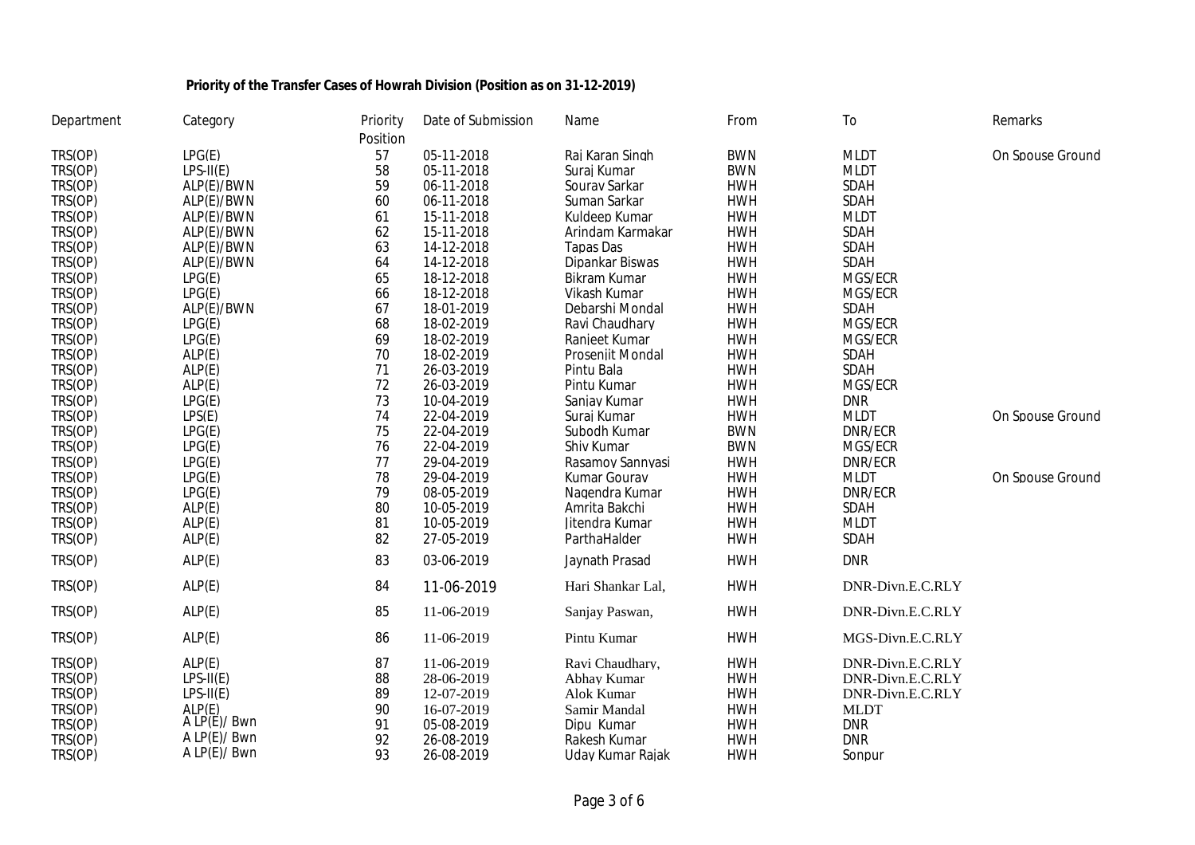**Priority of the Transfer Cases of Howrah Division (Position as on 31-12-2019)**

| Department | Category | Priority Position | Date of Submission | Name | From | To | Remarks |
|---|---|---|---|---|---|---|---|
| TRS(OP) | LPG(E) | 57 | 05-11-2018 | Raj Karan Singh | BWN | MLDT | On Spouse Ground |
| TRS(OP) | LPS-II(E) | 58 | 05-11-2018 | Suraj Kumar | BWN | MLDT | |
| TRS(OP) | ALP(E)/BWN | 59 | 06-11-2018 | Sourav Sarkar | HWH | SDAH | |
| TRS(OP) | ALP(E)/BWN | 60 | 06-11-2018 | Suman Sarkar | HWH | SDAH | |
| TRS(OP) | ALP(E)/BWN | 61 | 15-11-2018 | Kuldeep Kumar | HWH | MLDT | |
| TRS(OP) | ALP(E)/BWN | 62 | 15-11-2018 | Arindam Karmakar | HWH | SDAH | |
| TRS(OP) | ALP(E)/BWN | 63 | 14-12-2018 | Tapas Das | HWH | SDAH | |
| TRS(OP) | ALP(E)/BWN | 64 | 14-12-2018 | Dipankar Biswas | HWH | SDAH | |
| TRS(OP) | LPG(E) | 65 | 18-12-2018 | Bikram Kumar | HWH | MGS/ECR | |
| TRS(OP) | LPG(E) | 66 | 18-12-2018 | Vikash Kumar | HWH | MGS/ECR | |
| TRS(OP) | ALP(E)/BWN | 67 | 18-01-2019 | Debarshi Mondal | HWH | SDAH | |
| TRS(OP) | LPG(E) | 68 | 18-02-2019 | Ravi Chaudhary | HWH | MGS/ECR | |
| TRS(OP) | LPG(E) | 69 | 18-02-2019 | Ranjeet Kumar | HWH | MGS/ECR | |
| TRS(OP) | ALP(E) | 70 | 18-02-2019 | Prosenjit Mondal | HWH | SDAH | |
| TRS(OP) | ALP(E) | 71 | 26-03-2019 | Pintu Bala | HWH | SDAH | |
| TRS(OP) | ALP(E) | 72 | 26-03-2019 | Pintu Kumar | HWH | MGS/ECR | |
| TRS(OP) | LPG(E) | 73 | 10-04-2019 | Sanjay Kumar | HWH | DNR | |
| TRS(OP) | LPS(E) | 74 | 22-04-2019 | Suraj Kumar | HWH | MLDT | On Spouse Ground |
| TRS(OP) | LPG(E) | 75 | 22-04-2019 | Subodh Kumar | BWN | DNR/ECR | |
| TRS(OP) | LPG(E) | 76 | 22-04-2019 | Shiv Kumar | BWN | MGS/ECR | |
| TRS(OP) | LPG(E) | 77 | 29-04-2019 | Rasamoy Sannyasi | HWH | DNR/ECR | |
| TRS(OP) | LPG(E) | 78 | 29-04-2019 | Kumar Gourav | HWH | MLDT | On Spouse Ground |
| TRS(OP) | LPG(E) | 79 | 08-05-2019 | Nagendra Kumar | HWH | DNR/ECR | |
| TRS(OP) | ALP(E) | 80 | 10-05-2019 | Amrita Bakchi | HWH | SDAH | |
| TRS(OP) | ALP(E) | 81 | 10-05-2019 | Jitendra Kumar | HWH | MLDT | |
| TRS(OP) | ALP(E) | 82 | 27-05-2019 | ParthaHalder | HWH | SDAH | |
| TRS(OP) | ALP(E) | 83 | 03-06-2019 | Jaynath Prasad | HWH | DNR | |
| TRS(OP) | ALP(E) | 84 | 11-06-2019 | Hari Shankar Lal, | HWH | DNR-Divn.E.C.RLY | |
| TRS(OP) | ALP(E) | 85 | 11-06-2019 | Sanjay Paswan, | HWH | DNR-Divn.E.C.RLY | |
| TRS(OP) | ALP(E) | 86 | 11-06-2019 | Pintu Kumar | HWH | MGS-Divn.E.C.RLY | |
| TRS(OP) | ALP(E) | 87 | 11-06-2019 | Ravi Chaudhary, | HWH | DNR-Divn.E.C.RLY | |
| TRS(OP) | LPS-II(E) | 88 | 28-06-2019 | Abhay Kumar | HWH | DNR-Divn.E.C.RLY | |
| TRS(OP) | LPS-II(E) | 89 | 12-07-2019 | Alok Kumar | HWH | DNR-Divn.E.C.RLY | |
| TRS(OP) | ALP(E) | 90 | 16-07-2019 | Samir Mandal | HWH | MLDT | |
| TRS(OP) | A LP(E)/ Bwn | 91 | 05-08-2019 | Dipu Kumar | HWH | DNR | |
| TRS(OP) | A LP(E)/ Bwn | 92 | 26-08-2019 | Rakesh Kumar | HWH | DNR | |
| TRS(OP) | A LP(E)/ Bwn | 93 | 26-08-2019 | Uday Kumar Rajak | HWH | Sonpur | |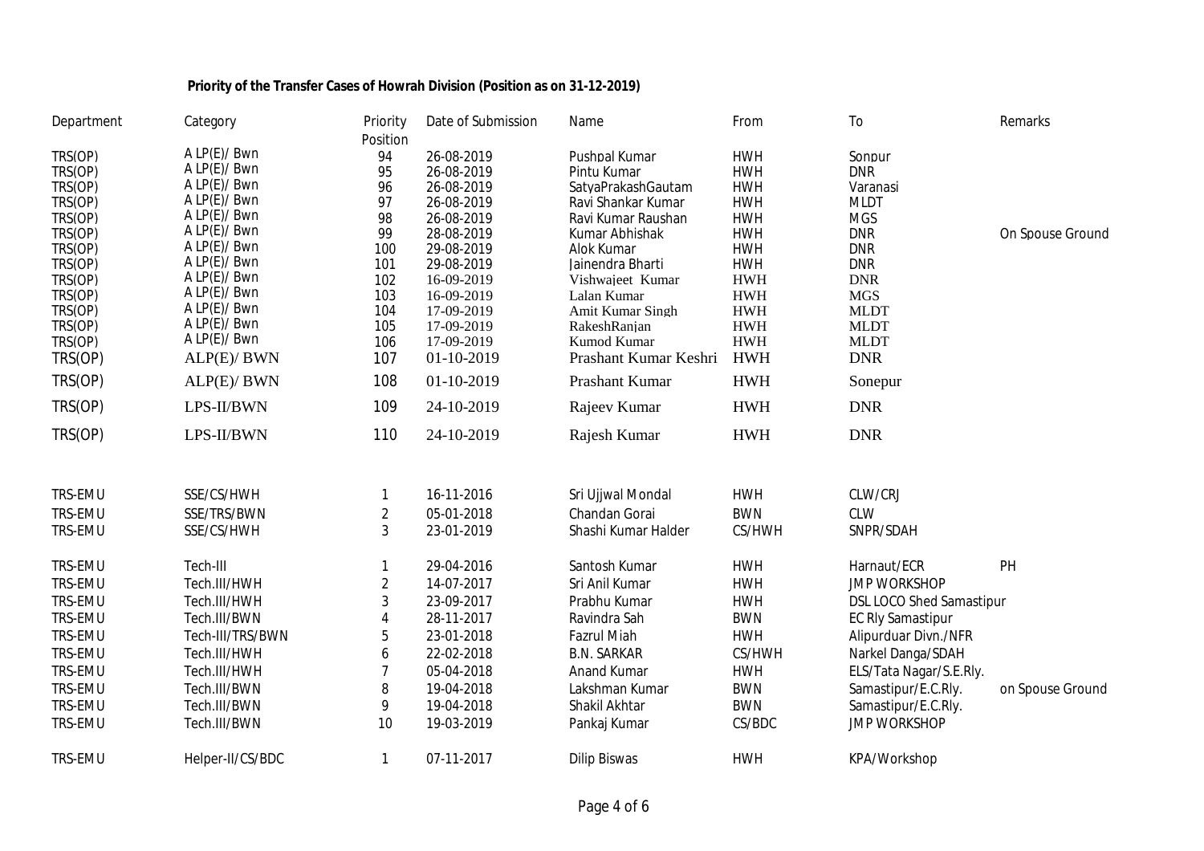**Priority of the Transfer Cases of Howrah Division (Position as on 31-12-2019)**

| Department | Category | Priority Position | Date of Submission | Name | From | To | Remarks |
|---|---|---|---|---|---|---|---|
| TRS(OP) | A LP(E)/ Bwn | 94 | 26-08-2019 | Pushpal Kumar | HWH | Sonpur | |
| TRS(OP) | A LP(E)/ Bwn | 95 | 26-08-2019 | Pintu Kumar | HWH | DNR | |
| TRS(OP) | A LP(E)/ Bwn | 96 | 26-08-2019 | SatyaPrakashGautam | HWH | Varanasi | |
| TRS(OP) | A LP(E)/ Bwn | 97 | 26-08-2019 | Ravi Shankar Kumar | HWH | MLDT | |
| TRS(OP) | A LP(E)/ Bwn | 98 | 26-08-2019 | Ravi Kumar Raushan | HWH | MGS | |
| TRS(OP) | A LP(E)/ Bwn | 99 | 28-08-2019 | Kumar Abhishak | HWH | DNR | On Spouse Ground |
| TRS(OP) | A LP(E)/ Bwn | 100 | 29-08-2019 | Alok Kumar | HWH | DNR | |
| TRS(OP) | A LP(E)/ Bwn | 101 | 29-08-2019 | Jainendra Bharti | HWH | DNR | |
| TRS(OP) | A LP(E)/ Bwn | 102 | 16-09-2019 | Vishwajeet Kumar | HWH | DNR | |
| TRS(OP) | A LP(E)/ Bwn | 103 | 16-09-2019 | Lalan Kumar | HWH | MGS | |
| TRS(OP) | A LP(E)/ Bwn | 104 | 17-09-2019 | Amit Kumar Singh | HWH | MLDT | |
| TRS(OP) | A LP(E)/ Bwn | 105 | 17-09-2019 | RakeshRanjan | HWH | MLDT | |
| TRS(OP) | A LP(E)/ Bwn | 106 | 17-09-2019 | Kumod Kumar | HWH | MLDT | |
| TRS(OP) | ALP(E)/ BWN | 107 | 01-10-2019 | Prashant Kumar Keshri | HWH | DNR | |
| TRS(OP) | ALP(E)/ BWN | 108 | 01-10-2019 | Prashant Kumar | HWH | Sonepur | |
| TRS(OP) | LPS-II/BWN | 109 | 24-10-2019 | Rajeev Kumar | HWH | DNR | |
| TRS(OP) | LPS-II/BWN | 110 | 24-10-2019 | Rajesh Kumar | HWH | DNR | |
| | | | | | | | |
| TRS-EMU | SSE/CS/HWH | 1 | 16-11-2016 | Sri Ujjwal Mondal | HWH | CLW/CRJ | |
| TRS-EMU | SSE/TRS/BWN | 2 | 05-01-2018 | Chandan Gorai | BWN | CLW | |
| TRS-EMU | SSE/CS/HWH | 3 | 23-01-2019 | Shashi Kumar Halder | CS/HWH | SNPR/SDAH | |
| | | | | | | | |
| TRS-EMU | Tech-III | 1 | 29-04-2016 | Santosh Kumar | HWH | Harnaut/ECR | PH |
| TRS-EMU | Tech.III/HWH | 2 | 14-07-2017 | Sri Anil Kumar | HWH | JMP WORKSHOP | |
| TRS-EMU | Tech.III/HWH | 3 | 23-09-2017 | Prabhu Kumar | HWH | DSL LOCO Shed Samastipur | |
| TRS-EMU | Tech.III/BWN | 4 | 28-11-2017 | Ravindra Sah | BWN | EC Rly Samastipur | |
| TRS-EMU | Tech-III/TRS/BWN | 5 | 23-01-2018 | Fazrul Miah | HWH | Alipurduar Divn./NFR | |
| TRS-EMU | Tech.III/HWH | 6 | 22-02-2018 | B.N. SARKAR | CS/HWH | Narkel Danga/SDAH | |
| TRS-EMU | Tech.III/HWH | 7 | 05-04-2018 | Anand Kumar | HWH | ELS/Tata Nagar/S.E.Rly. | |
| TRS-EMU | Tech.III/BWN | 8 | 19-04-2018 | Lakshman Kumar | BWN | Samastipur/E.C.Rly. | on Spouse Ground |
| TRS-EMU | Tech.III/BWN | 9 | 19-04-2018 | Shakil Akhtar | BWN | Samastipur/E.C.Rly. | |
| TRS-EMU | Tech.III/BWN | 10 | 19-03-2019 | Pankaj Kumar | CS/BDC | JMP WORKSHOP | |
| | | | | | | | |
| TRS-EMU | Helper-II/CS/BDC | 1 | 07-11-2017 | Dilip Biswas | HWH | KPA/Workshop | |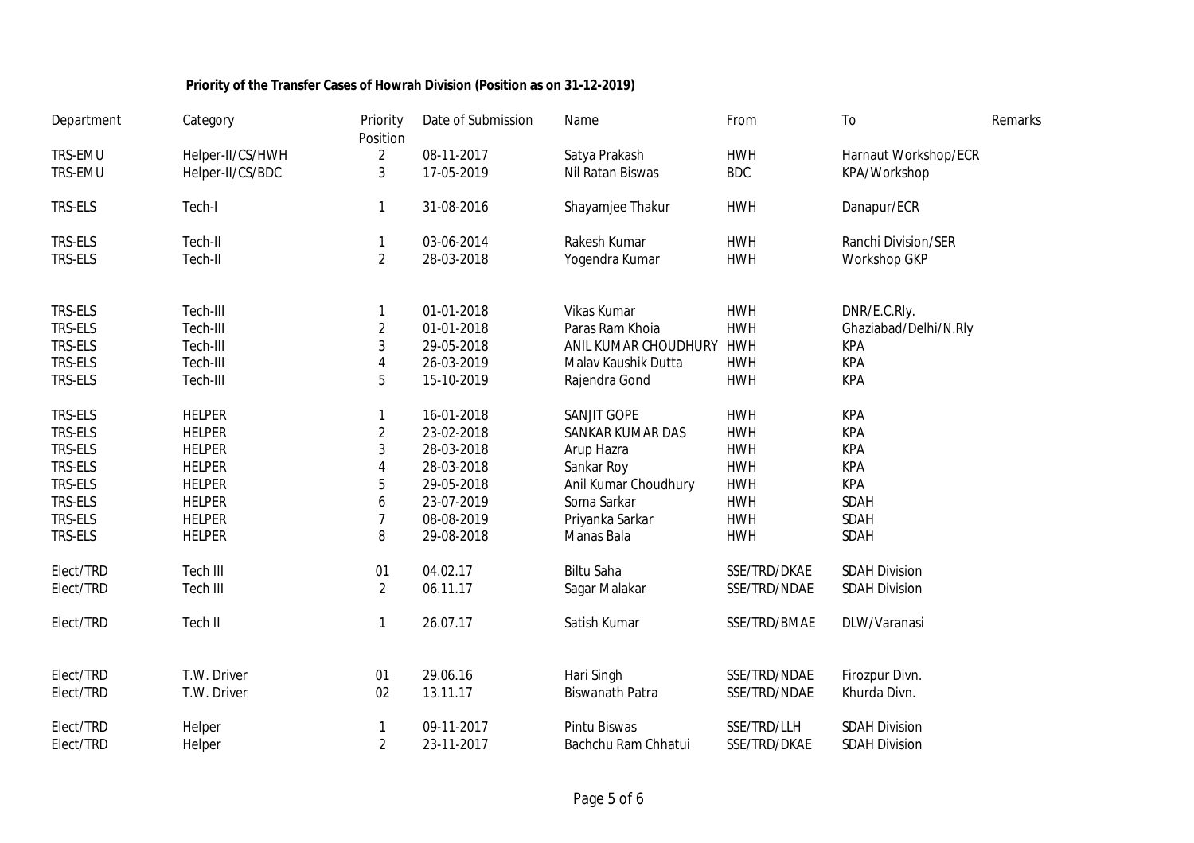**Priority of the Transfer Cases of Howrah Division (Position as on 31-12-2019)**

| Department | Category | Priority Position | Date of Submission | Name | From | To | Remarks |
|---|---|---|---|---|---|---|---|
| TRS-EMU | Helper-II/CS/HWH | 2 | 08-11-2017 | Satya Prakash | HWH | Harnaut Workshop/ECR | |
| TRS-EMU | Helper-II/CS/BDC | 3 | 17-05-2019 | Nil Ratan Biswas | BDC | KPA/Workshop | |
| TRS-ELS | Tech-I | 1 | 31-08-2016 | Shayamjee Thakur | HWH | Danapur/ECR | |
| TRS-ELS | Tech-II | 1 | 03-06-2014 | Rakesh Kumar | HWH | Ranchi Division/SER | |
| TRS-ELS | Tech-II | 2 | 28-03-2018 | Yogendra Kumar | HWH | Workshop GKP | |
| TRS-ELS | Tech-III | 1 | 01-01-2018 | Vikas Kumar | HWH | DNR/E.C.Rly. | |
| TRS-ELS | Tech-III | 2 | 01-01-2018 | Paras Ram Khoia | HWH | Ghaziabad/Delhi/N.Rly | |
| TRS-ELS | Tech-III | 3 | 29-05-2018 | ANIL KUMAR CHOUDHURY | HWH | KPA | |
| TRS-ELS | Tech-III | 4 | 26-03-2019 | Malav Kaushik Dutta | HWH | KPA | |
| TRS-ELS | Tech-III | 5 | 15-10-2019 | Rajendra Gond | HWH | KPA | |
| TRS-ELS | HELPER | 1 | 16-01-2018 | SANJIT GOPE | HWH | KPA | |
| TRS-ELS | HELPER | 2 | 23-02-2018 | SANKAR KUMAR DAS | HWH | KPA | |
| TRS-ELS | HELPER | 3 | 28-03-2018 | Arup Hazra | HWH | KPA | |
| TRS-ELS | HELPER | 4 | 28-03-2018 | Sankar Roy | HWH | KPA | |
| TRS-ELS | HELPER | 5 | 29-05-2018 | Anil Kumar Choudhury | HWH | KPA | |
| TRS-ELS | HELPER | 6 | 23-07-2019 | Soma Sarkar | HWH | SDAH | |
| TRS-ELS | HELPER | 7 | 08-08-2019 | Priyanka Sarkar | HWH | SDAH | |
| TRS-ELS | HELPER | 8 | 29-08-2018 | Manas Bala | HWH | SDAH | |
| Elect/TRD | Tech III | 01 | 04.02.17 | Biltu Saha | SSE/TRD/DKAE | SDAH Division | |
| Elect/TRD | Tech III | 2 | 06.11.17 | Sagar Malakar | SSE/TRD/NDAE | SDAH Division | |
| Elect/TRD | Tech II | 1 | 26.07.17 | Satish Kumar | SSE/TRD/BMAE | DLW/Varanasi | |
| Elect/TRD | T.W. Driver | 01 | 29.06.16 | Hari Singh | SSE/TRD/NDAE | Firozpur Divn. | |
| Elect/TRD | T.W. Driver | 02 | 13.11.17 | Biswanath Patra | SSE/TRD/NDAE | Khurda Divn. | |
| Elect/TRD | Helper | 1 | 09-11-2017 | Pintu Biswas | SSE/TRD/LLH | SDAH Division | |
| Elect/TRD | Helper | 2 | 23-11-2017 | Bachchu Ram Chhatui | SSE/TRD/DKAE | SDAH Division | |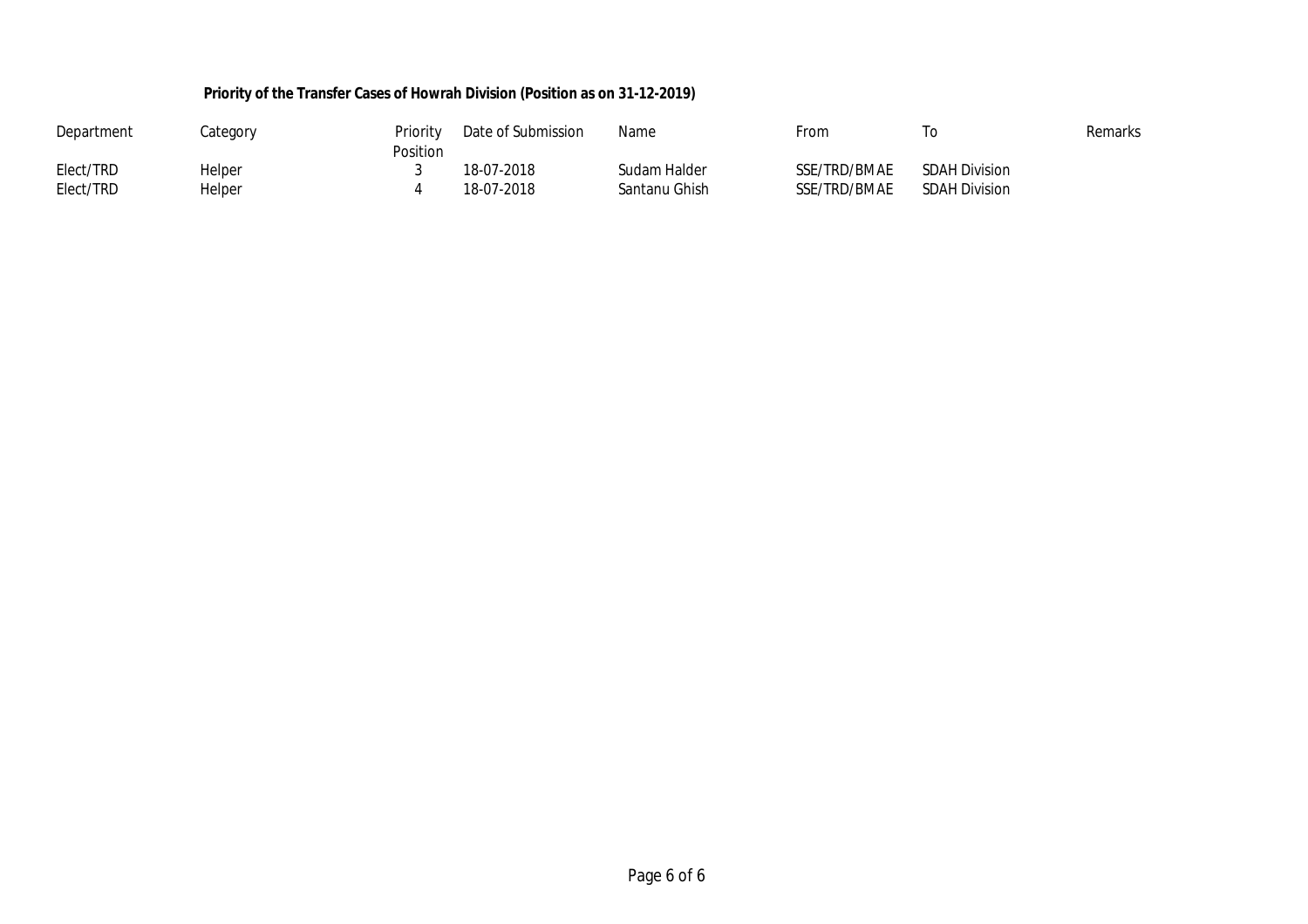**Priority of the Transfer Cases of Howrah Division (Position as on 31-12-2019)**

| Department | Category | Priority Position | Date of Submission | Name | From | To | Remarks |
|---|---|---|---|---|---|---|---|
| Elect/TRD | Helper | 3 | 18-07-2018 | Sudam Halder | SSE/TRD/BMAE | SDAH Division | |
| Elect/TRD | Helper | 4 | 18-07-2018 | Santanu Ghish | SSE/TRD/BMAE | SDAH Division | |